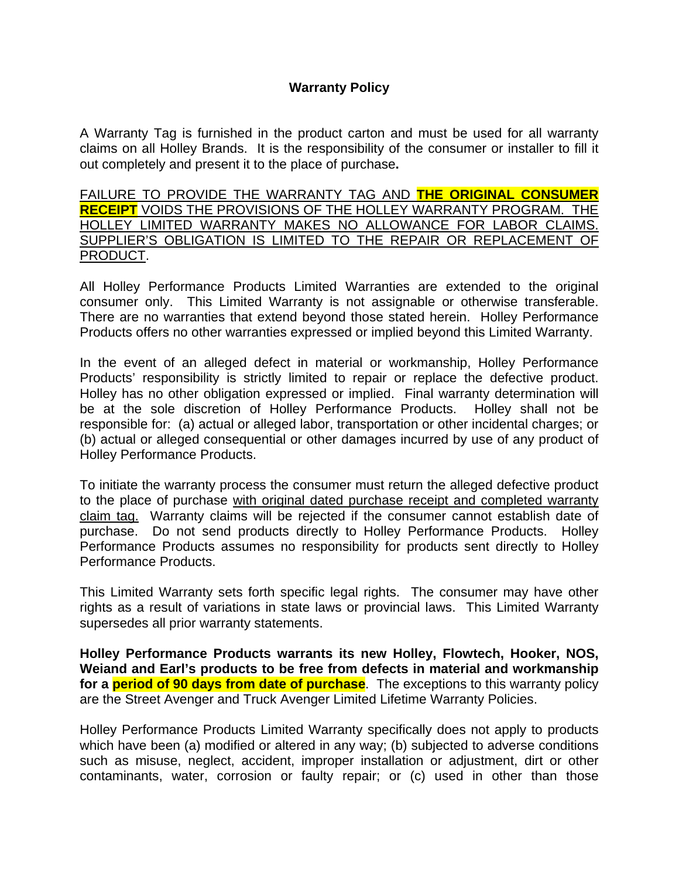# Warranty Policy

A Warranty Tag is furnished in the product carton and must be used for all warranty claims on all Holley Brands. It is the responsibility of the consumer or installer to fill it out completely and present it to the place of purchase**.**

<u>FAILURE TO PROVIDE THE WARRANTY TAG AND **THE ORIGINAL CONSUMER RECEIPT** VOIDS THE PROVISIONS OF THE HOLLEY WARRANTY PROGRAM. THE HOLLEY LIMITED WARRANTY MAKES NO ALLOWANCE FOR LABOR CLAIMS. SUPPLIER'S OBLIGATION IS LIMITED TO THE REPAIR OR REPLACEMENT OF PRODUCT</u>.

All Holley Performance Products Limited Warranties are extended to the original consumer only. This Limited Warranty is not assignable or otherwise transferable. There are no warranties that extend beyond those stated herein. Holley Performance Products offers no other warranties expressed or implied beyond this Limited Warranty.

In the event of an alleged defect in material or workmanship, Holley Performance Products' responsibility is strictly limited to repair or replace the defective product. Holley has no other obligation expressed or implied. Final warranty determination will be at the sole discretion of Holley Performance Products. Holley shall not be responsible for: (a) actual or alleged labor, transportation or other incidental charges; or (b) actual or alleged consequential or other damages incurred by use of any product of Holley Performance Products.

To initiate the warranty process the consumer must return the alleged defective product to the place of purchase <u>with original dated purchase receipt and completed warranty claim tag.</u> Warranty claims will be rejected if the consumer cannot establish date of purchase. Do not send products directly to Holley Performance Products. Holley Performance Products assumes no responsibility for products sent directly to Holley Performance Products.

This Limited Warranty sets forth specific legal rights. The consumer may have other rights as a result of variations in state laws or provincial laws. This Limited Warranty supersedes all prior warranty statements.

**Holley Performance Products warrants its new Holley, Flowtech, Hooker, NOS, Weiand and Earl's products to be free from defects in material and workmanship for a period of 90 days from date of purchase**. The exceptions to this warranty policy are the Street Avenger and Truck Avenger Limited Lifetime Warranty Policies.

Holley Performance Products Limited Warranty specifically does not apply to products which have been (a) modified or altered in any way; (b) subjected to adverse conditions such as misuse, neglect, accident, improper installation or adjustment, dirt or other contaminants, water, corrosion or faulty repair; or (c) used in other than those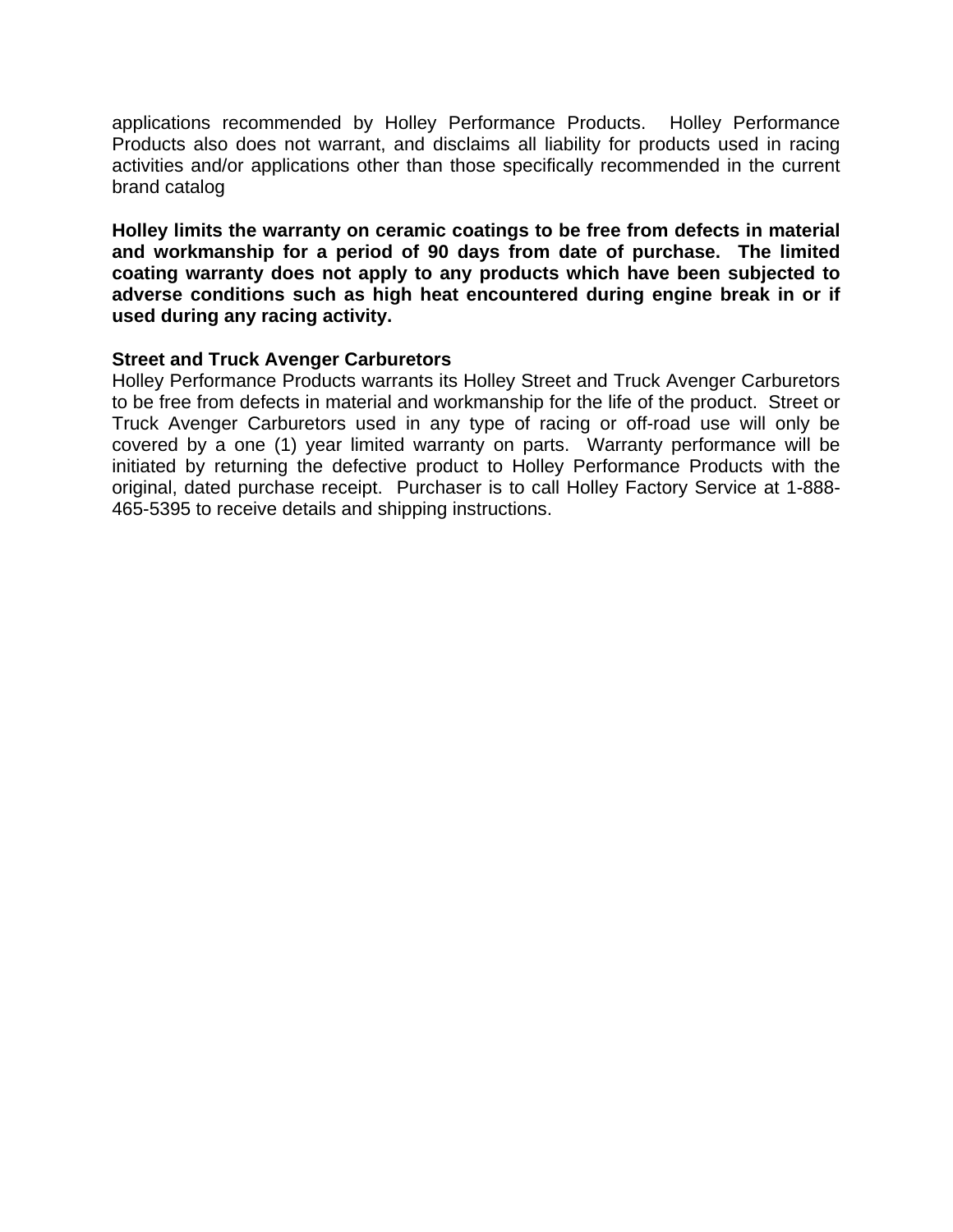applications recommended by Holley Performance Products. Holley Performance Products also does not warrant, and disclaims all liability for products used in racing activities and/or applications other than those specifically recommended in the current brand catalog

**Holley limits the warranty on ceramic coatings to be free from defects in material and workmanship for a period of 90 days from date of purchase. The limited coating warranty does not apply to any products which have been subjected to adverse conditions such as high heat encountered during engine break in or if used during any racing activity.**

**Street and Truck Avenger Carburetors**

Holley Performance Products warrants its Holley Street and Truck Avenger Carburetors to be free from defects in material and workmanship for the life of the product. Street or Truck Avenger Carburetors used in any type of racing or off-road use will only be covered by a one (1) year limited warranty on parts. Warranty performance will be initiated by returning the defective product to Holley Performance Products with the original, dated purchase receipt. Purchaser is to call Holley Factory Service at 1-888-465-5395 to receive details and shipping instructions.